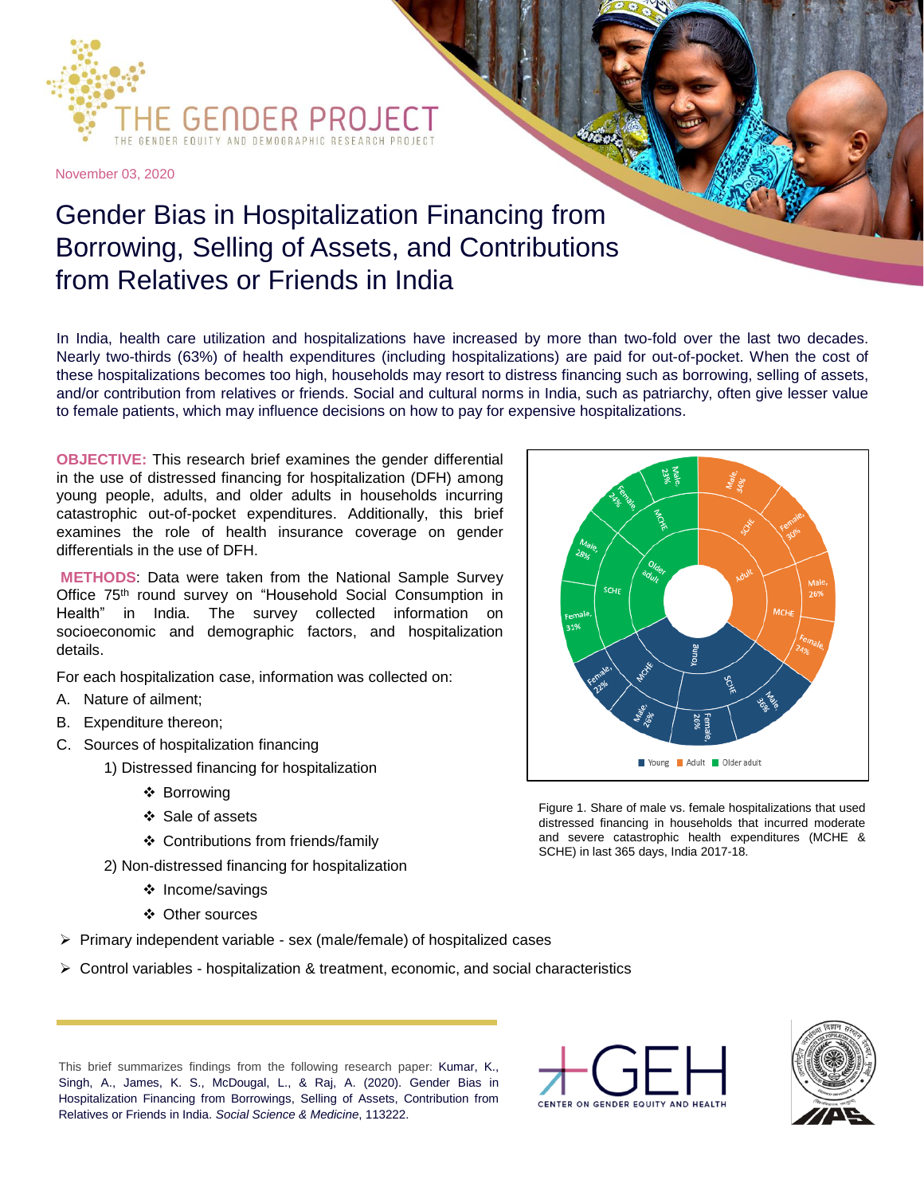# THE GENDER PROJECT

THE GENDER EQUITY AND DEMOGRAPHIC RESEARCH PROJECT

November 03, 2020

# Gender Bias in Hospitalization Financing from Borrowing, Selling of Assets, and Contributions from Relatives or Friends in India

In India, health care utilization and hospitalizations have increased by more than two-fold over the last two decades. Nearly two-thirds (63%) of health expenditures (including hospitalizations) are paid for out-of-pocket. When the cost of these hospitalizations becomes too high, households may resort to distress financing such as borrowing, selling of assets, and/or contribution from relatives or friends. Social and cultural norms in India, such as patriarchy, often give lesser value to female patients, which may influence decisions on how to pay for expensive hospitalizations.

**OBJECTIVE:** This research brief examines the gender differential in the use of distressed financing for hospitalization (DFH) among young people, adults, and older adults in households incurring catastrophic out-of-pocket expenditures. Additionally, this brief examines the role of health insurance coverage on gender differentials in the use of DFH.

**METHODS**: Data were taken from the National Sample Survey Office 75th round survey on "Household Social Consumption in Health" in India. The survey collected information on socioeconomic and demographic factors, and hospitalization details.

For each hospitalization case, information was collected on:

A. Nature of ailment;
B. Expenditure thereon;
C. Sources of hospitalization financing
   1) Distressed financing for hospitalization
      - Borrowing
      - Sale of assets
      - Contributions from friends/family
   2) Non-distressed financing for hospitalization
      - Income/savings
      - Other sources

- Primary independent variable - sex (male/female) of hospitalized cases
- Control variables - hospitalization & treatment, economic, and social characteristics

| Age group | Expenditure | Male | Female |
|---|---|---|---|
| Young | SCHE | 36% | 26% |
| Young | MCHE | 28% | 22% |
| Adult | SCHE | 34% | 30% |
| Adult | MCHE | 26% | 24% |
| Older adult | SCHE | 28% | 31% |
| Older adult | MCHE | 23% | 24% |

Figure 1. Share of male vs. female hospitalizations that used distressed financing in households that incurred moderate and severe catastrophic health expenditures (MCHE & SCHE) in last 365 days, India 2017-18.

This brief summarizes findings from the following research paper: Kumar, K., Singh, A., James, K. S., McDougal, L., & Raj, A. (2020). Gender Bias in Hospitalization Financing from Borrowings, Selling of Assets, Contribution from Relatives or Friends in India. *Social Science & Medicine*, 113222.

GEH CENTER ON GENDER EQUITY AND HEALTH

IIPS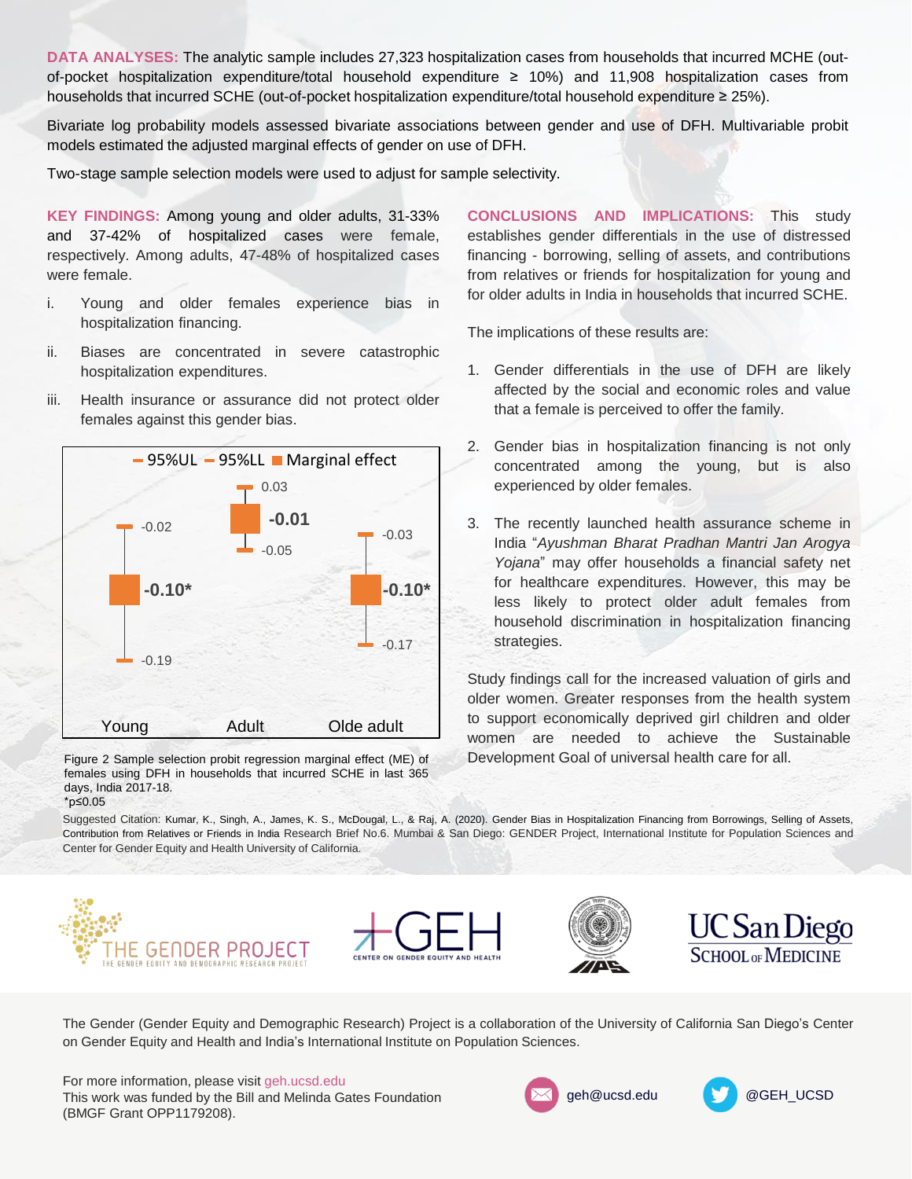**DATA ANALYSES:** The analytic sample includes 27,323 hospitalization cases from households that incurred MCHE (out-of-pocket hospitalization expenditure/total household expenditure ≥ 10%) and 11,908 hospitalization cases from households that incurred SCHE (out-of-pocket hospitalization expenditure/total household expenditure ≥ 25%).

Bivariate log probability models assessed bivariate associations between gender and use of DFH. Multivariable probit models estimated the adjusted marginal effects of gender on use of DFH.

Two-stage sample selection models were used to adjust for sample selectivity.

**KEY FINDINGS:** Among young and older adults, 31-33% and 37-42% of hospitalized cases were female, respectively. Among adults, 47-48% of hospitalized cases were female.

i. Young and older females experience bias in hospitalization financing.

ii. Biases are concentrated in severe catastrophic hospitalization expenditures.

iii. Health insurance or assurance did not protect older females against this gender bias.

95%UL 95%LL Marginal effect

Young: -0.02, -0.10*, -0.19

Adult: 0.03, -0.01, -0.05

Olde adult: -0.03, -0.10*, -0.17

Figure 2 Sample selection probit regression marginal effect (ME) of females using DFH in households that incurred SCHE in last 365 days, India 2017-18.
*p≤0.05

**CONCLUSIONS AND IMPLICATIONS:** This study establishes gender differentials in the use of distressed financing - borrowing, selling of assets, and contributions from relatives or friends for hospitalization for young and for older adults in India in households that incurred SCHE.

The implications of these results are:

1. Gender differentials in the use of DFH are likely affected by the social and economic roles and value that a female is perceived to offer the family.

2. Gender bias in hospitalization financing is not only concentrated among the young, but is also experienced by older females.

3. The recently launched health assurance scheme in India "*Ayushman Bharat Pradhan Mantri Jan Arogya Yojana*" may offer households a financial safety net for healthcare expenditures. However, this may be less likely to protect older adult females from household discrimination in hospitalization financing strategies.

Study findings call for the increased valuation of girls and older women. Greater responses from the health system to support economically deprived girl children and older women are needed to achieve the Sustainable Development Goal of universal health care for all.

Suggested Citation: Kumar, K., Singh, A., James, K. S., McDougal, L., & Raj, A. (2020). Gender Bias in Hospitalization Financing from Borrowings, Selling of Assets, Contribution from Relatives or Friends in India Research Brief No.6. Mumbai & San Diego: GENDER Project, International Institute for Population Sciences and Center for Gender Equity and Health University of California.

THE GENDER PROJECT — THE GENDER EQUITY AND DEMOGRAPHIC RESEARCH PROJECT

GEH — CENTER ON GENDER EQUITY AND HEALTH

IIPS

UC San Diego SCHOOL OF MEDICINE

The Gender (Gender Equity and Demographic Research) Project is a collaboration of the University of California San Diego's Center on Gender Equity and Health and India's International Institute on Population Sciences.

For more information, please visit geh.ucsd.edu
This work was funded by the Bill and Melinda Gates Foundation (BMGF Grant OPP1179208).

geh@ucsd.edu

@GEH_UCSD